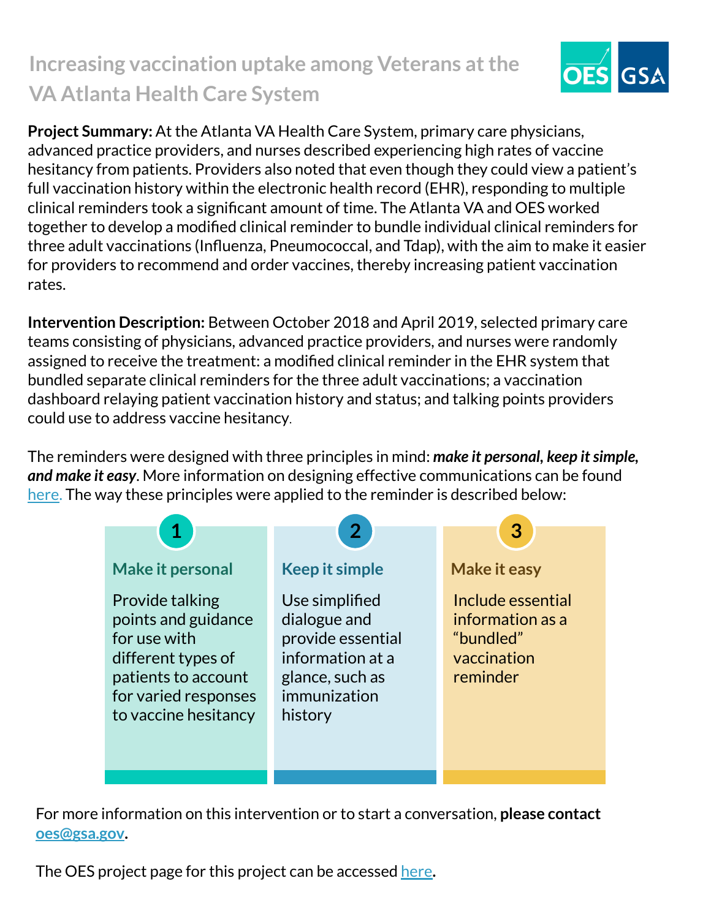# Increasing vaccination uptake among Veterans at the VA Atlanta Health Care System

**Project Summary:** At the Atlanta VA Health Care System, primary care physicians, advanced practice providers, and nurses described experiencing high rates of vaccine hesitancy from patients. Providers also noted that even though they could view a patient's full vaccination history within the electronic health record (EHR), responding to multiple clinical reminders took a significant amount of time. The Atlanta VA and OES worked together to develop a modified clinical reminder to bundle individual clinical reminders for three adult vaccinations (Influenza, Pneumococcal, and Tdap), with the aim to make it easier for providers to recommend and order vaccines, thereby increasing patient vaccination rates.

**Intervention Description:** Between October 2018 and April 2019, selected primary care teams consisting of physicians, advanced practice providers, and nurses were randomly assigned to receive the treatment: a modified clinical reminder in the EHR system that bundled separate clinical reminders for the three adult vaccinations; a vaccination dashboard relaying patient vaccination history and status; and talking points providers could use to address vaccine hesitancy.

The reminders were designed with three principles in mind: ***make it personal, keep it simple, and make it easy***. More information on designing effective communications can be found here. The way these principles were applied to the reminder is described below:

**1. Make it personal**

Provide talking points and guidance for use with different types of patients to account for varied responses to vaccine hesitancy

**2. Keep it simple**

Use simplified dialogue and provide essential information at a glance, such as immunization history

**3. Make it easy**

Include essential information as a "bundled" vaccination reminder

For more information on this intervention or to start a conversation, **please contact** oes@gsa.gov.

The OES project page for this project can be accessed here.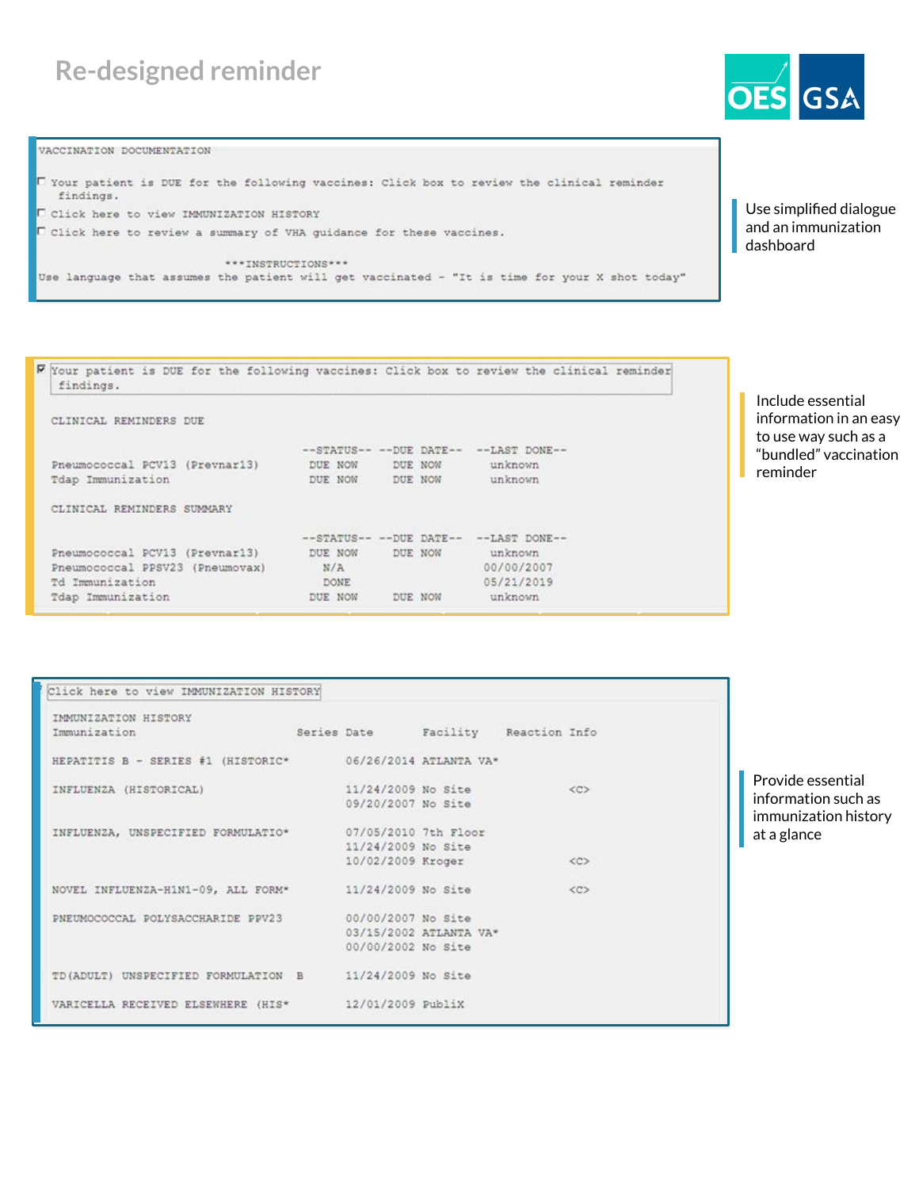# Re-designed reminder

```
VACCINATION DOCUMENTATION

[ ] Your patient is DUE for the following vaccines: Click box to review the clinical reminder
    findings.
[ ] Click here to view IMMUNIZATION HISTORY
[ ] Click here to review a summary of VHA guidance for these vaccines.

                              ***INSTRUCTIONS***
Use language that assumes the patient will get vaccinated - "It is time for your X shot today"
```

Use simplified dialogue and an immunization dashboard

```
[x] Your patient is DUE for the following vaccines: Click box to review the clinical reminder
    findings.

  CLINICAL REMINDERS DUE

                                    --STATUS-- --DUE DATE-- --LAST DONE--
  Pneumococcal PCV13 (Prevnar13)     DUE NOW    DUE NOW      unknown
  Tdap Immunization                  DUE NOW    DUE NOW      unknown

  CLINICAL REMINDERS SUMMARY

                                    --STATUS-- --DUE DATE-- --LAST DONE--
  Pneumococcal PCV13 (Prevnar13)     DUE NOW    DUE NOW      unknown
  Pneumococcal PPSV23 (Pneumovax)      N/A                   00/00/2007
  Td Immunization                      DONE                  05/21/2019
  Tdap Immunization                  DUE NOW    DUE NOW      unknown
```

Include essential information in an easy to use way such as a "bundled" vaccination reminder

```
Click here to view IMMUNIZATION HISTORY

  IMMUNIZATION HISTORY
  Immunization                      Series Date       Facility     Reaction Info

  HEPATITIS B - SERIES #1 (HISTORIC*       06/26/2014 ATLANTA VA*

  INFLUENZA (HISTORICAL)                   11/24/2009 No Site               <C>
                                           09/20/2007 No Site

  INFLUENZA, UNSPECIFIED FORMULATIO*       07/05/2010 7th Floor
                                           11/24/2009 No Site
                                           10/02/2009 Kroger                <C>

  NOVEL INFLUENZA-H1N1-09, ALL FORM*       11/24/2009 No Site               <C>

  PNEUMOCOCCAL POLYSACCHARIDE PPV23        00/00/2007 No Site
                                           03/15/2002 ATLANTA VA*
                                           00/00/2002 No Site

  TD(ADULT) UNSPECIFIED FORMULATION  B     11/24/2009 No Site

  VARICELLA RECEIVED ELSEWHERE (HIS*       12/01/2009 Publix
```

Provide essential information such as immunization history at a glance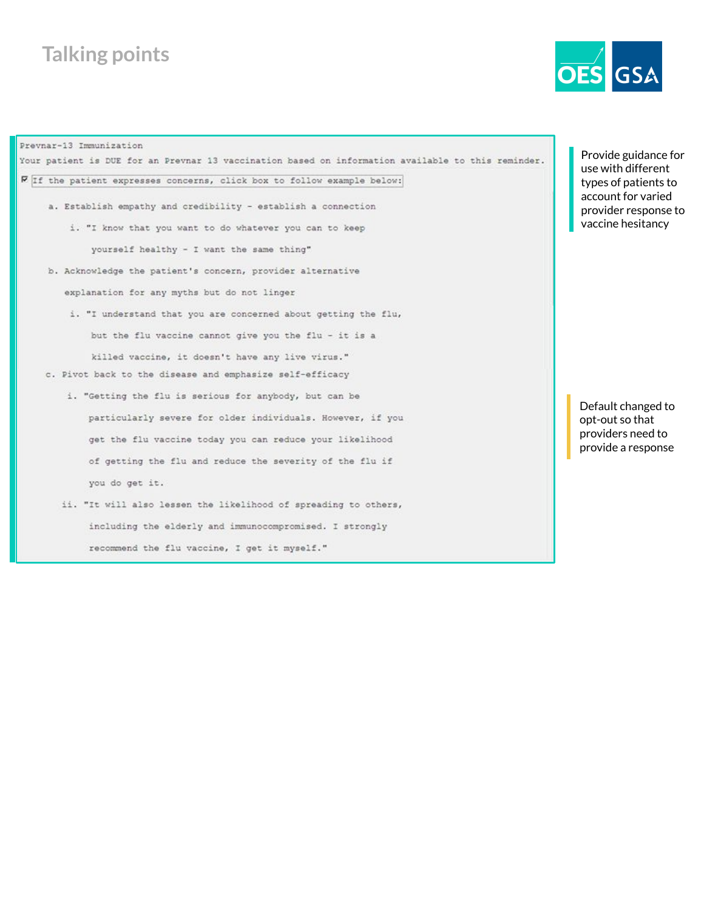# Talking points

```
Prevnar-13 Immunization
Your patient is DUE for an Prevnar 13 vaccination based on information available to this reminder.
☑ If the patient expresses concerns, click box to follow example below:

    a. Establish empathy and credibility - establish a connection

        i. "I know that you want to do whatever you can to keep

           yourself healthy - I want the same thing"

    b. Acknowledge the patient's concern, provider alternative

       explanation for any myths but do not linger

        i. "I understand that you are concerned about getting the flu,

           but the flu vaccine cannot give you the flu - it is a

           killed vaccine, it doesn't have any live virus."

    c. Pivot back to the disease and emphasize self-efficacy

        i. "Getting the flu is serious for anybody, but can be

           particularly severe for older individuals. However, if you

           get the flu vaccine today you can reduce your likelihood

           of getting the flu and reduce the severity of the flu if

           you do get it.

       ii. "It will also lessen the likelihood of spreading to others,

           including the elderly and immunocompromised. I strongly

           recommend the flu vaccine, I get it myself."
```

Provide guidance for use with different types of patients to account for varied provider response to vaccine hesitancy

Default changed to opt-out so that providers need to provide a response